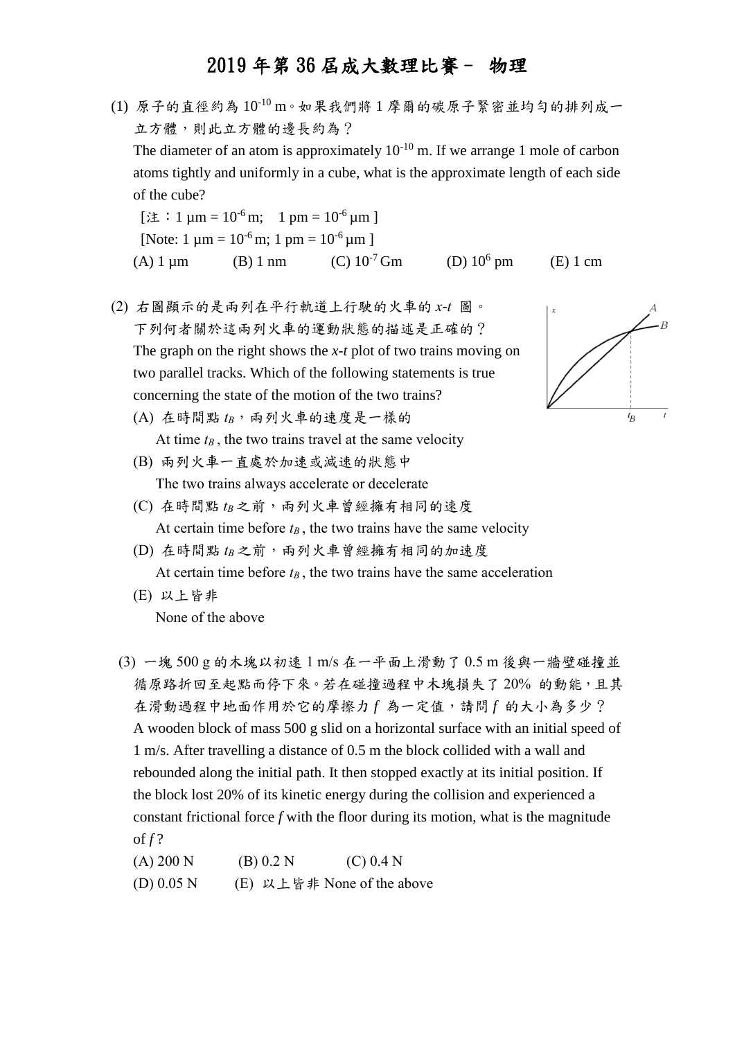# 2019 年第 36 屆成大數理比賽－ 物理

(1) 原子的直徑約為 $10^{-10}$ m。如果我們將 1 摩爾的碳原子緊密並均勻的排列成一立方體，則此立方體的邊長約為？

The diameter of an atom is approximately $10^{-10}$ m. If we arrange 1 mole of carbon atoms tightly and uniformly in a cube, what is the approximate length of each side of the cube?

[注：1 μm = $10^{-6}$ m; 1 pm = $10^{-6}$ μm ]

[Note: 1 μm = $10^{-6}$ m; 1 pm = $10^{-6}$ μm ]

(A) 1 μm (B) 1 nm (C) $10^{-7}$ Gm (D) $10^{6}$ pm (E) 1 cm

(2) 右圖顯示的是兩列在平行軌道上行駛的火車的 $x$-$t$ 圖。下列何者關於這兩列火車的運動狀態的描述是正確的？

The graph on the right shows the $x$-$t$ plot of two trains moving on two parallel tracks. Which of the following statements is true concerning the state of the motion of the two trains?

(A) 在時間點 $t_B$，兩列火車的速度是一樣的

At time $t_B$, the two trains travel at the same velocity

(B) 兩列火車一直處於加速或減速的狀態中

The two trains always accelerate or decelerate

(C) 在時間點 $t_B$ 之前，兩列火車曾經擁有相同的速度

At certain time before $t_B$, the two trains have the same velocity

(D) 在時間點 $t_B$ 之前，兩列火車曾經擁有相同的加速度

At certain time before $t_B$, the two trains have the same acceleration

(E) 以上皆非

None of the above

(3) 一塊 500 g 的木塊以初速 1 m/s 在一平面上滑動了 0.5 m 後與一牆壁碰撞並循原路折回至起點而停下來。若在碰撞過程中木塊損失了 20% 的動能，且其在滑動過程中地面作用於它的摩擦力 $f$ 為一定值，請問 $f$ 的大小為多少？

A wooden block of mass 500 g slid on a horizontal surface with an initial speed of 1 m/s. After travelling a distance of 0.5 m the block collided with a wall and rebounded along the initial path. It then stopped exactly at its initial position. If the block lost 20% of its kinetic energy during the collision and experienced a constant frictional force $f$ with the floor during its motion, what is the magnitude of $f$?

(A) 200 N (B) 0.2 N (C) 0.4 N

(D) 0.05 N (E) 以上皆非 None of the above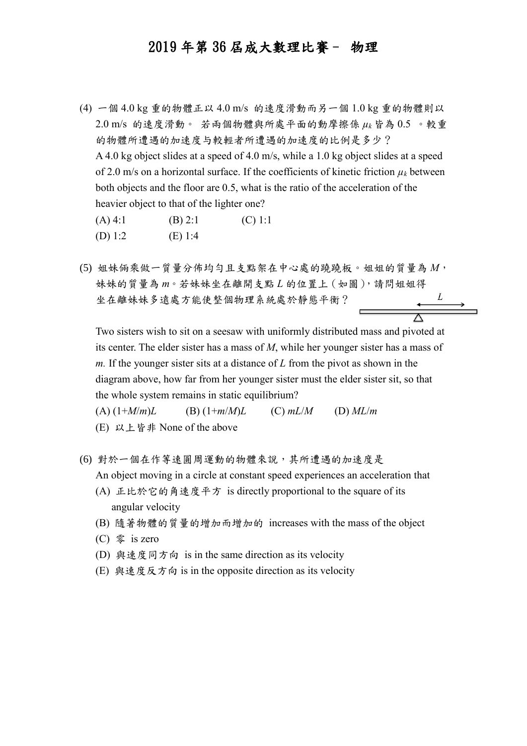# 2019 年第 36 屆成大數理比賽－ 物理

(4) 一個 4.0 kg 重的物體正以 4.0 m/s 的速度滑動而另一個 1.0 kg 重的物體則以 2.0 m/s 的速度滑動。 若兩個物體與所處平面的動摩擦係 $\mu_k$ 皆為 0.5 。較重的物體所遭遇的加速度与較輕者所遭遇的加速度的比例是多少？

A 4.0 kg object slides at a speed of 4.0 m/s, while a 1.0 kg object slides at a speed of 2.0 m/s on a horizontal surface. If the coefficients of kinetic friction $\mu_k$ between both objects and the floor are 0.5, what is the ratio of the acceleration of the heavier object to that of the lighter one?

(A) 4:1 (B) 2:1 (C) 1:1
(D) 1:2 (E) 1:4

(5) 姐妹倆乘做一質量分佈均勻且支點架在中心處的蹺蹺板。姐姐的質量為 $M$，妹妹的質量為 $m$。若妹妹坐在離開支點 $L$ 的位置上（如圖），請問姐姐得坐在離妹妹多遠處方能使整個物理系統處於靜態平衡？

Two sisters wish to sit on a seesaw with uniformly distributed mass and pivoted at its center. The elder sister has a mass of $M$, while her younger sister has a mass of $m$. If the younger sister sits at a distance of $L$ from the pivot as shown in the diagram above, how far from her younger sister must the elder sister sit, so that the whole system remains in static equilibrium?

(A) $(1+M/m)L$ (B) $(1+m/M)L$ (C) $mL/M$ (D) $ML/m$
(E) 以上皆非 None of the above

(6) 對於一個在作等速圓周運動的物體來說，其所遭遇的加速度是

An object moving in a circle at constant speed experiences an acceleration that

(A) 正比於它的角速度平方 is directly proportional to the square of its angular velocity
(B) 隨著物體的質量的增加而增加的 increases with the mass of the object
(C) 零 is zero
(D) 與速度同方向 is in the same direction as its velocity
(E) 與速度反方向 is in the opposite direction as its velocity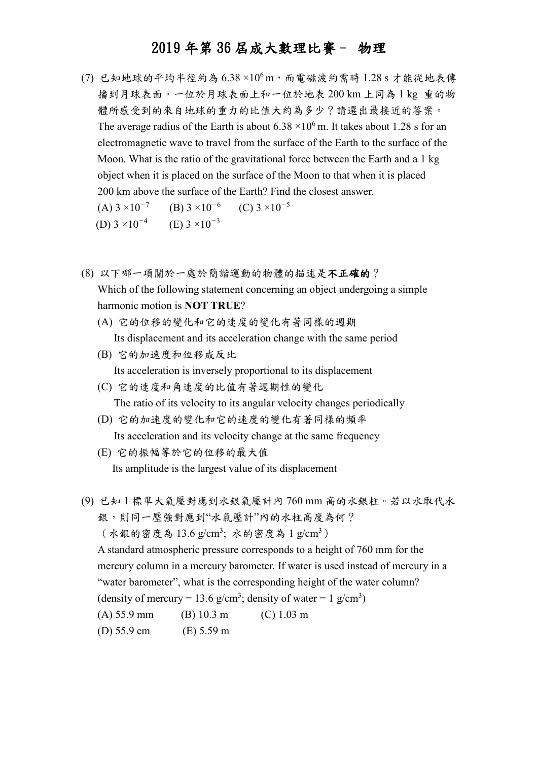# 2019 年第 36 屆成大數理比賽－ 物理

(7) 已知地球的平均半徑約為 $6.38 \times 10^{6}$ m，而電磁波約需時 1.28 s 才能從地表傳播到月球表面。一位於月球表面上和一位於地表 200 km 上同為 1 kg 重的物體所感受到的來自地球的重力的比值大約為多少？請選出最接近的答案。

The average radius of the Earth is about $6.38 \times 10^{6}$ m. It takes about 1.28 s for an electromagnetic wave to travel from the surface of the Earth to the surface of the Moon. What is the ratio of the gravitational force between the Earth and a 1 kg object when it is placed on the surface of the Moon to that when it is placed 200 km above the surface of the Earth? Find the closest answer.

(A) $3 \times 10^{-7}$ (B) $3 \times 10^{-6}$ (C) $3 \times 10^{-5}$

(D) $3 \times 10^{-4}$ (E) $3 \times 10^{-3}$

(8) 以下哪一項關於一處於簡諧運動的物體的描述是**不正確的**？

Which of the following statement concerning an object undergoing a simple harmonic motion is **NOT TRUE**?

(A) 它的位移的變化和它的速度的變化有著同樣的週期

Its displacement and its acceleration change with the same period

(B) 它的加速度和位移成反比

Its acceleration is inversely proportional to its displacement

(C) 它的速度和角速度的比值有著週期性的變化

The ratio of its velocity to its angular velocity changes periodically

(D) 它的加速度的變化和它的速度的變化有著同樣的頻率

Its acceleration and its velocity change at the same frequency

(E) 它的振幅等於它的位移的最大值

Its amplitude is the largest value of its displacement

(9) 已知 1 標準大氣壓對應到水銀氣壓計內 760 mm 高的水銀柱。若以水取代水銀，則同一壓強對應到"水氣壓計"內的水柱高度為何？

（水銀的密度為 13.6 g/cm$^3$; 水的密度為 1 g/cm$^3$）

A standard atmospheric pressure corresponds to a height of 760 mm for the mercury column in a mercury barometer. If water is used instead of mercury in a "water barometer", what is the corresponding height of the water column? (density of mercury = 13.6 g/cm$^3$; density of water = 1 g/cm$^3$)

(A) 55.9 mm (B) 10.3 m (C) 1.03 m

(D) 55.9 cm (E) 5.59 m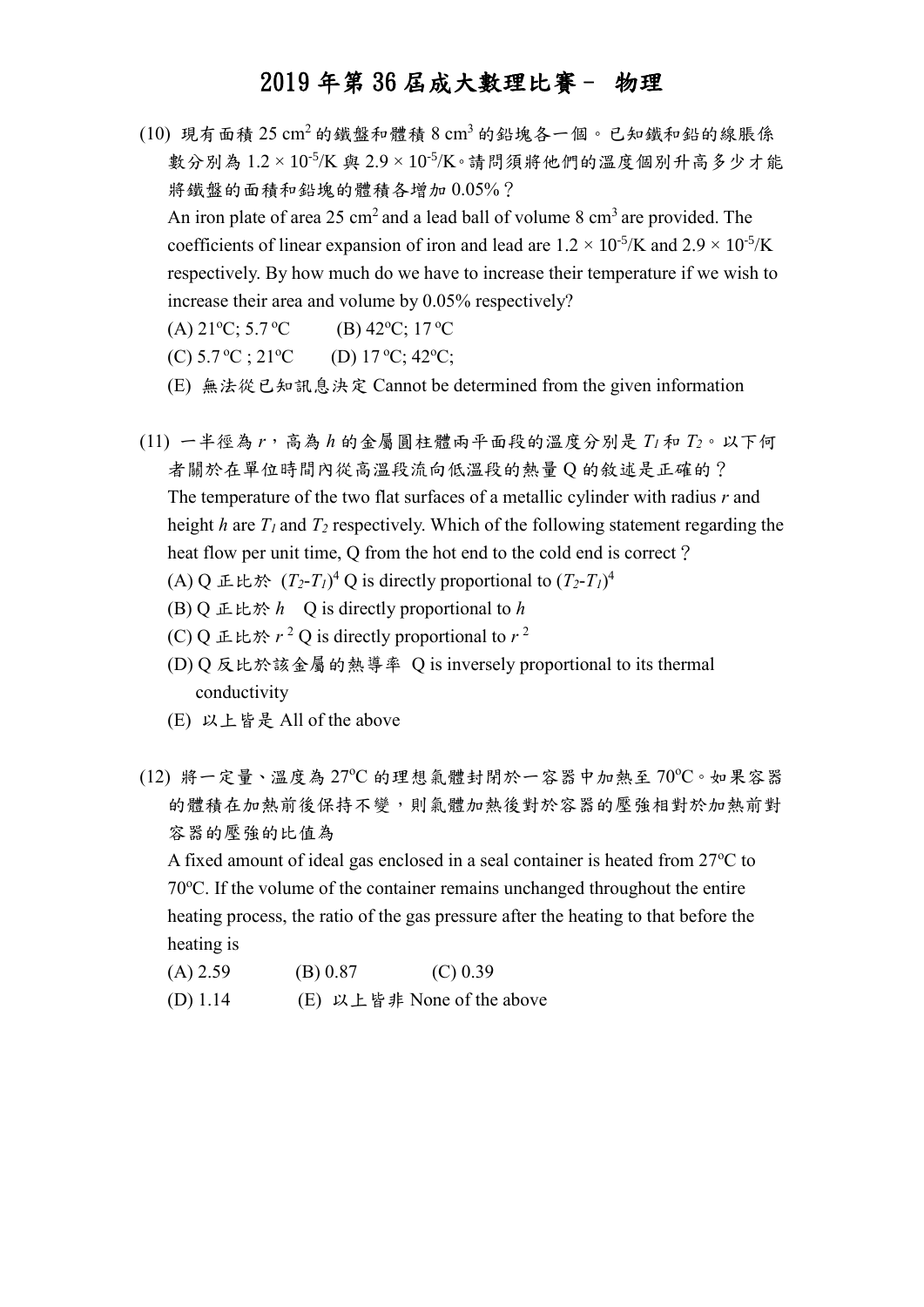# 2019 年第 36 屆成大數理比賽－ 物理

(10) 現有面積 25 $cm^2$ 的鐵盤和體積 8 $cm^3$ 的鉛塊各一個。已知鐵和鉛的線脹係數分別為 $1.2 \times 10^{-5}$/K 與 $2.9 \times 10^{-5}$/K。請問須將他們的溫度個別升高多少才能將鐵盤的面積和鉛塊的體積各增加 0.05%？

An iron plate of area 25 $cm^2$ and a lead ball of volume 8 $cm^3$ are provided. The coefficients of linear expansion of iron and lead are $1.2 \times 10^{-5}$/K and $2.9 \times 10^{-5}$/K respectively. By how much do we have to increase their temperature if we wish to increase their area and volume by 0.05% respectively?

(A) 21ºC; 5.7 ºC　　(B) 42ºC; 17 ºC

(C) 5.7 ºC ; 21ºC　　(D) 17 ºC; 42ºC;

(E) 無法從已知訊息決定 Cannot be determined from the given information

(11) 一半徑為 $r$，高為 $h$ 的金屬圓柱體兩平面段的溫度分別是 $T_1$ 和 $T_2$。以下何者關於在單位時間內從高溫段流向低溫段的熱量 Q 的敘述是正確的？

The temperature of the two flat surfaces of a metallic cylinder with radius $r$ and height $h$ are $T_1$ and $T_2$ respectively. Which of the following statement regarding the heat flow per unit time, Q from the hot end to the cold end is correct？

(A) Q 正比於 $(T_2-T_1)^4$ Q is directly proportional to $(T_2-T_1)^4$

(B) Q 正比於 $h$　Q is directly proportional to $h$

(C) Q 正比於 $r^2$ Q is directly proportional to $r^2$

(D) Q 反比於該金屬的熱導率 Q is inversely proportional to its thermal conductivity

(E) 以上皆是 All of the above

(12) 將一定量、溫度為 27ºC 的理想氣體封閉於一容器中加熱至 70ºC。如果容器的體積在加熱前後保持不變，則氣體加熱後對於容器的壓強相對於加熱前對容器的壓強的比值為

A fixed amount of ideal gas enclosed in a seal container is heated from 27ºC to 70ºC. If the volume of the container remains unchanged throughout the entire heating process, the ratio of the gas pressure after the heating to that before the heating is

(A) 2.59　　(B) 0.87　　(C) 0.39

(D) 1.14　　(E) 以上皆非 None of the above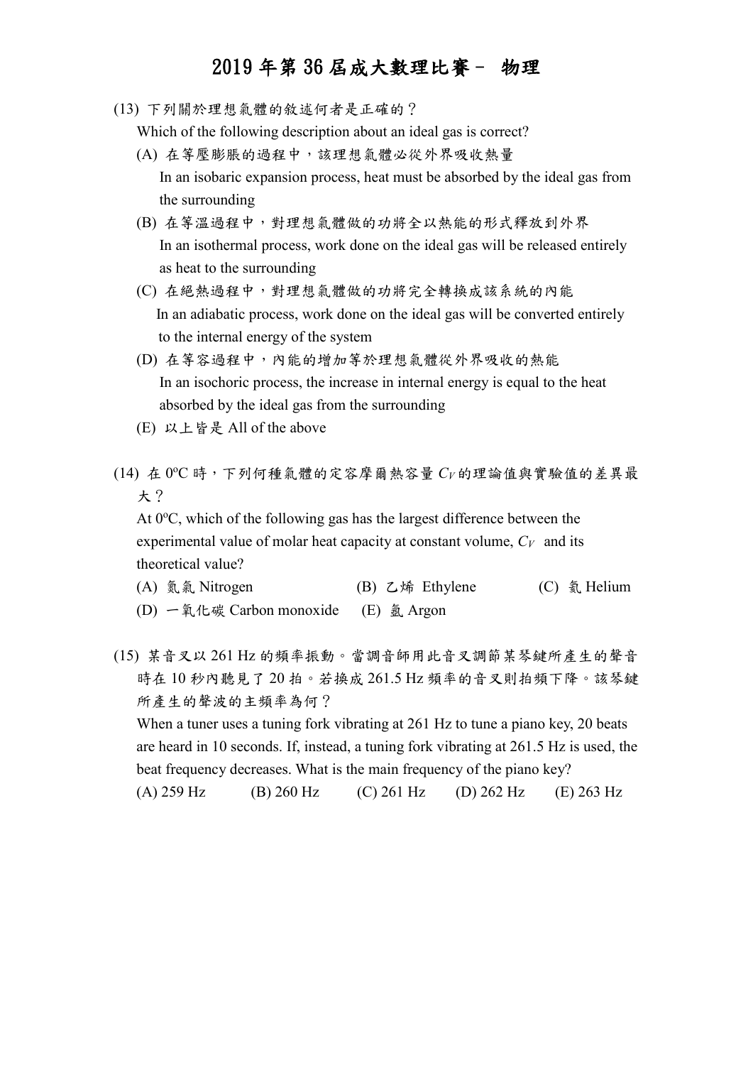# 2019 年第 36 屆成大數理比賽－ 物理

(13) 下列關於理想氣體的敘述何者是正確的？

Which of the following description about an ideal gas is correct?

(A) 在等壓膨脹的過程中，該理想氣體必從外界吸收熱量
In an isobaric expansion process, heat must be absorbed by the ideal gas from the surrounding

(B) 在等溫過程中，對理想氣體做的功將全以熱能的形式釋放到外界
In an isothermal process, work done on the ideal gas will be released entirely as heat to the surrounding

(C) 在絕熱過程中，對理想氣體做的功將完全轉換成該系統的內能
In an adiabatic process, work done on the ideal gas will be converted entirely to the internal energy of the system

(D) 在等容過程中，內能的增加等於理想氣體從外界吸收的熱能
In an isochoric process, the increase in internal energy is equal to the heat absorbed by the ideal gas from the surrounding

(E) 以上皆是 All of the above

(14) 在 0ºC 時，下列何種氣體的定容摩爾熱容量 $C_V$ 的理論值與實驗值的差異最大？

At 0ºC, which of the following gas has the largest difference between the experimental value of molar heat capacity at constant volume, $C_V$ and its theoretical value?

(A) 氮氣 Nitrogen (B) 乙烯 Ethylene (C) 氦 Helium

(D) 一氧化碳 Carbon monoxide (E) 氬 Argon

(15) 某音叉以 261 Hz 的頻率振動。當調音師用此音叉調節某琴鍵所產生的聲音時在 10 秒內聽見了 20 拍。若換成 261.5 Hz 頻率的音叉則拍頻下降。該琴鍵所產生的聲波的主頻率為何？

When a tuner uses a tuning fork vibrating at 261 Hz to tune a piano key, 20 beats are heard in 10 seconds. If, instead, a tuning fork vibrating at 261.5 Hz is used, the beat frequency decreases. What is the main frequency of the piano key?

(A) 259 Hz (B) 260 Hz (C) 261 Hz (D) 262 Hz (E) 263 Hz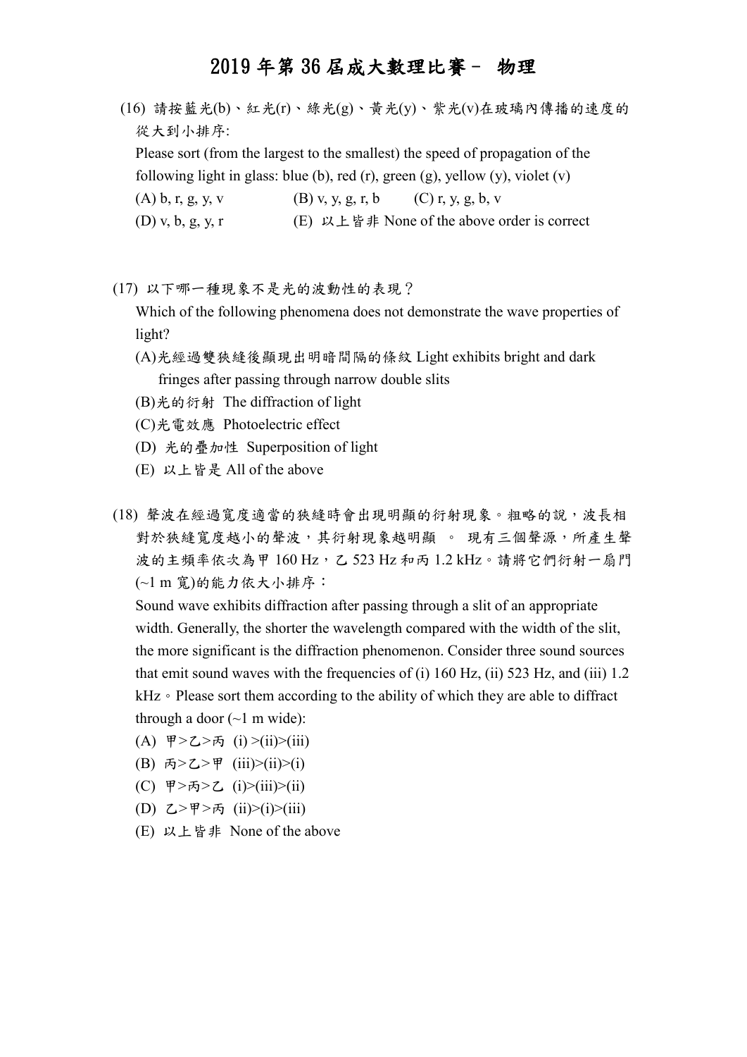# 2019 年第 36 屆成大數理比賽－ 物理

(16) 請按藍光(b)、紅光(r)、綠光(g)、黃光(y)、紫光(v)在玻璃內傳播的速度的從大到小排序:

Please sort (from the largest to the smallest) the speed of propagation of the following light in glass: blue (b), red (r), green (g), yellow (y), violet (v)

(A) b, r, g, y, v　　(B) v, y, g, r, b　　(C) r, y, g, b, v

(D) v, b, g, y, r　　(E) 以上皆非 None of the above order is correct

(17) 以下哪一種現象不是光的波動性的表現？

Which of the following phenomena does not demonstrate the wave properties of light?

(A)光經過雙狹縫後顯現出明暗間隔的條紋 Light exhibits bright and dark fringes after passing through narrow double slits

(B)光的衍射 The diffraction of light

(C)光電效應 Photoelectric effect

(D) 光的疊加性 Superposition of light

(E) 以上皆是 All of the above

(18) 聲波在經過寬度適當的狹縫時會出現明顯的衍射現象。粗略的說，波長相對於狹縫寬度越小的聲波，其衍射現象越明顯 。 現有三個聲源，所產生聲波的主頻率依次為甲 160 Hz，乙 523 Hz 和丙 1.2 kHz。請將它們衍射一扇門(~1 m 寬)的能力依大小排序：

Sound wave exhibits diffraction after passing through a slit of an appropriate width. Generally, the shorter the wavelength compared with the width of the slit, the more significant is the diffraction phenomenon. Consider three sound sources that emit sound waves with the frequencies of (i) 160 Hz, (ii) 523 Hz, and (iii) 1.2 kHz。Please sort them according to the ability of which they are able to diffract through a door (~1 m wide):

(A) 甲>乙>丙 (i) >(ii)>(iii)

(B) 丙>乙>甲 (iii)>(ii)>(i)

(C) 甲>丙>乙 (i)>(iii)>(ii)

(D) 乙>甲>丙 (ii)>(i)>(iii)

(E) 以上皆非 None of the above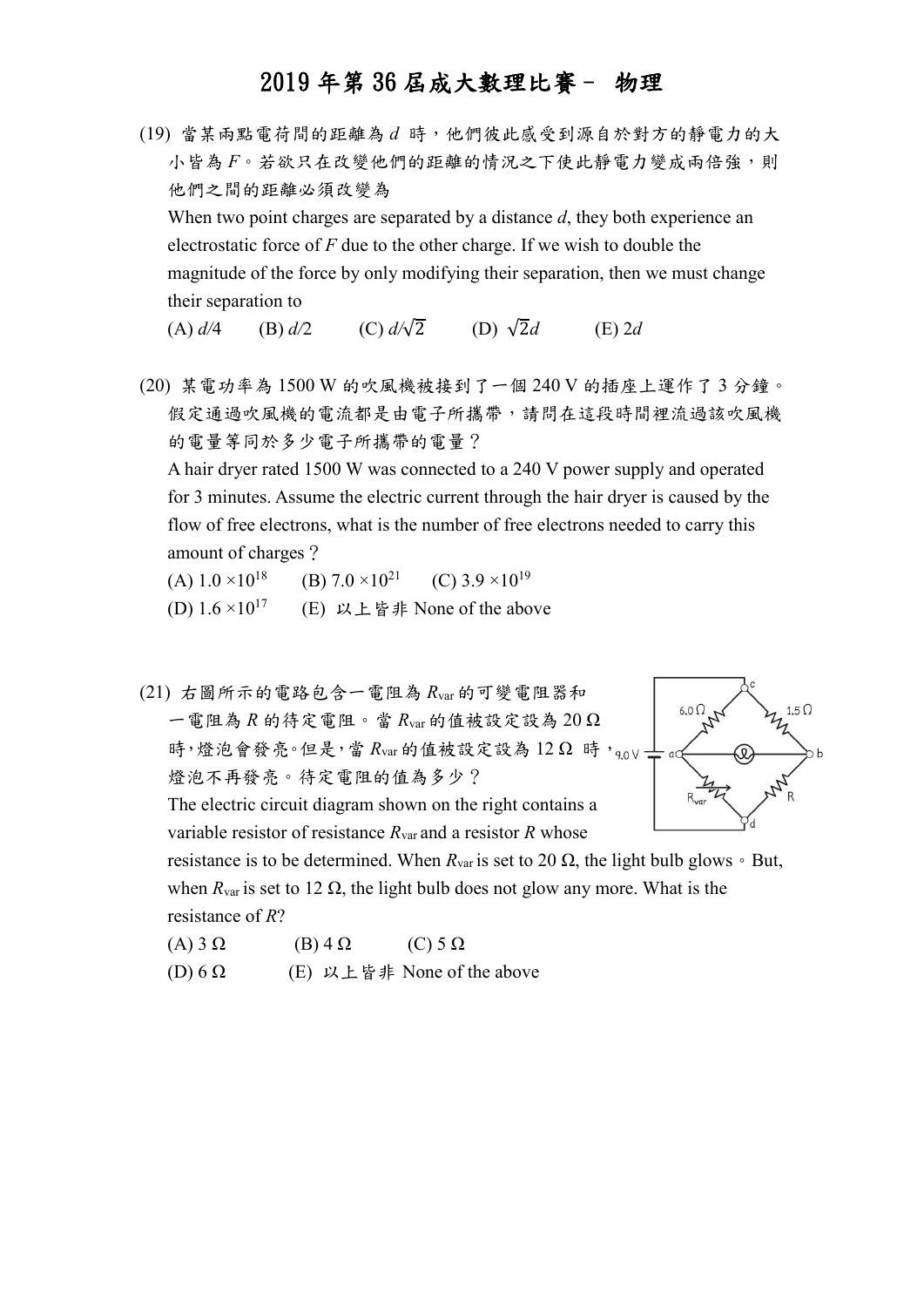# 2019 年第 36 屆成大數理比賽－ 物理

(19) 當某兩點電荷間的距離為 $d$ 時，他們彼此感受到源自於對方的靜電力的大小皆為 $F$。若欲只在改變他們的距離的情況之下使此靜電力變成兩倍強，則他們之間的距離必須改變為

When two point charges are separated by a distance $d$, they both experience an electrostatic force of $F$ due to the other charge. If we wish to double the magnitude of the force by only modifying their separation, then we must change their separation to

(A) $d/4$ (B) $d/2$ (C) $d/\sqrt{2}$ (D) $\sqrt{2}d$ (E) $2d$

(20) 某電功率為 1500 W 的吹風機被接到了一個 240 V 的插座上運作了 3 分鐘。假定通過吹風機的電流都是由電子所攜帶，請問在這段時間裡流過該吹風機的電量等同於多少電子所攜帶的電量？

A hair dryer rated 1500 W was connected to a 240 V power supply and operated for 3 minutes. Assume the electric current through the hair dryer is caused by the flow of free electrons, what is the number of free electrons needed to carry this amount of charges？

(A) $1.0 \times 10^{18}$ (B) $7.0 \times 10^{21}$ (C) $3.9 \times 10^{19}$

(D) $1.6 \times 10^{17}$ (E) 以上皆非 None of the above

(21) 右圖所示的電路包含一電阻為 $R_{var}$ 的可變電阻器和一電阻為 $R$ 的待定電阻。當 $R_{var}$ 的值被設定設為 20 Ω 時，燈泡會發亮。但是，當 $R_{var}$ 的值被設定設為 12 Ω 時，燈泡不再發亮。待定電阻的值為多少？

The electric circuit diagram shown on the right contains a variable resistor of resistance $R_{var}$ and a resistor $R$ whose resistance is to be determined. When $R_{var}$ is set to 20 Ω, the light bulb glows。But, when $R_{var}$ is set to 12 Ω, the light bulb does not glow any more. What is the resistance of $R$?

(A) 3 Ω (B) 4 Ω (C) 5 Ω

(D) 6 Ω (E) 以上皆非 None of the above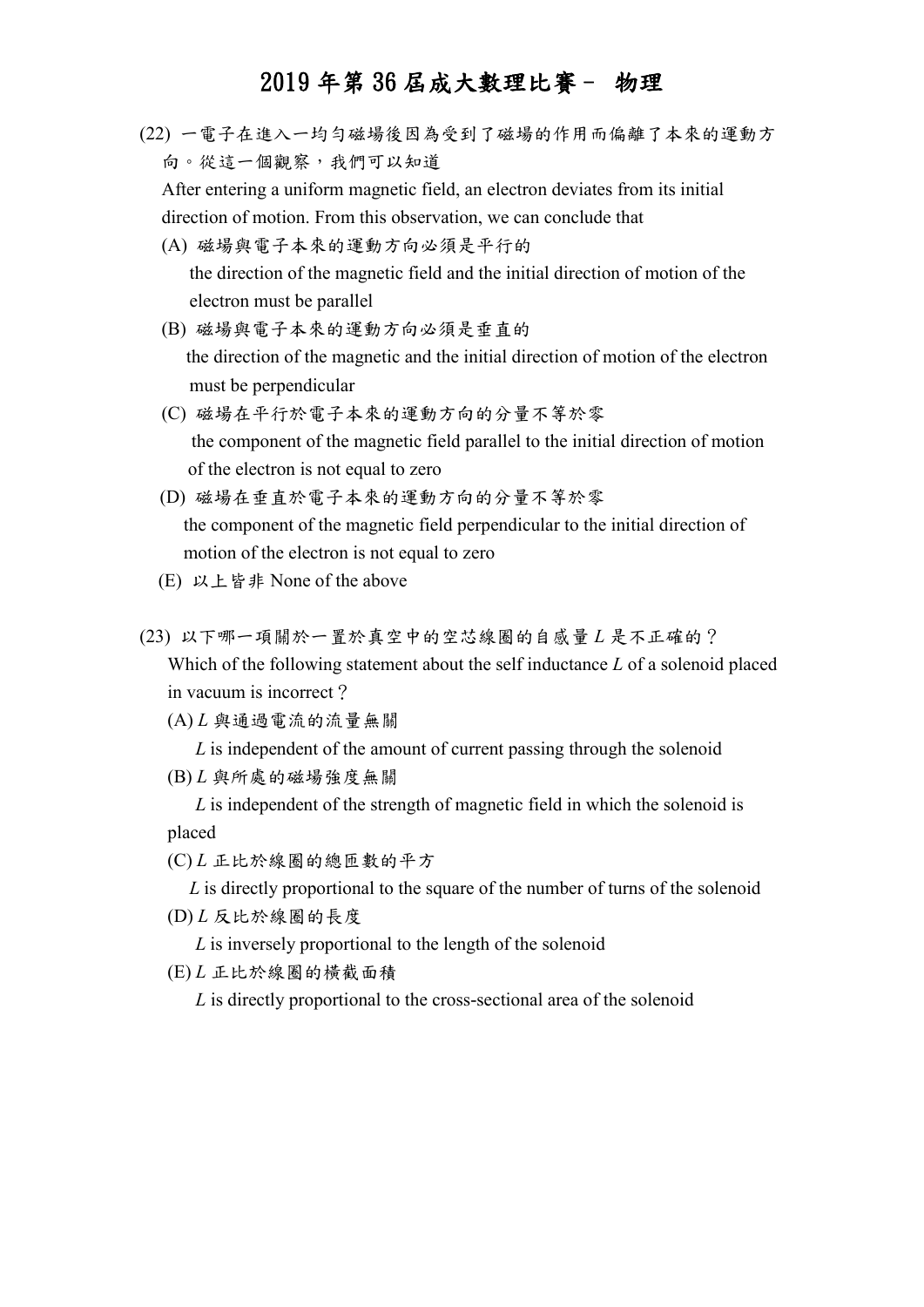# 2019 年第 36 屆成大數理比賽－ 物理

(22) 一電子在進入一均勻磁場後因為受到了磁場的作用而偏離了本來的運動方向。從這一個觀察，我們可以知道

After entering a uniform magnetic field, an electron deviates from its initial direction of motion. From this observation, we can conclude that

(A) 磁場與電子本來的運動方向必須是平行的
the direction of the magnetic field and the initial direction of motion of the electron must be parallel

(B) 磁場與電子本來的運動方向必須是垂直的
the direction of the magnetic and the initial direction of motion of the electron must be perpendicular

(C) 磁場在平行於電子本來的運動方向的分量不等於零
the component of the magnetic field parallel to the initial direction of motion of the electron is not equal to zero

(D) 磁場在垂直於電子本來的運動方向的分量不等於零
the component of the magnetic field perpendicular to the initial direction of motion of the electron is not equal to zero

(E) 以上皆非 None of the above

(23) 以下哪一項關於一置於真空中的空芯線圈的自感量 $L$ 是不正確的？

Which of the following statement about the self inductance $L$ of a solenoid placed in vacuum is incorrect？

(A) $L$ 與通過電流的流量無關
$L$ is independent of the amount of current passing through the solenoid

(B) $L$ 與所處的磁場強度無關
$L$ is independent of the strength of magnetic field in which the solenoid is placed

(C) $L$ 正比於線圈的總匝數的平方
$L$ is directly proportional to the square of the number of turns of the solenoid

(D) $L$ 反比於線圈的長度
$L$ is inversely proportional to the length of the solenoid

(E) $L$ 正比於線圈的橫截面積
$L$ is directly proportional to the cross-sectional area of the solenoid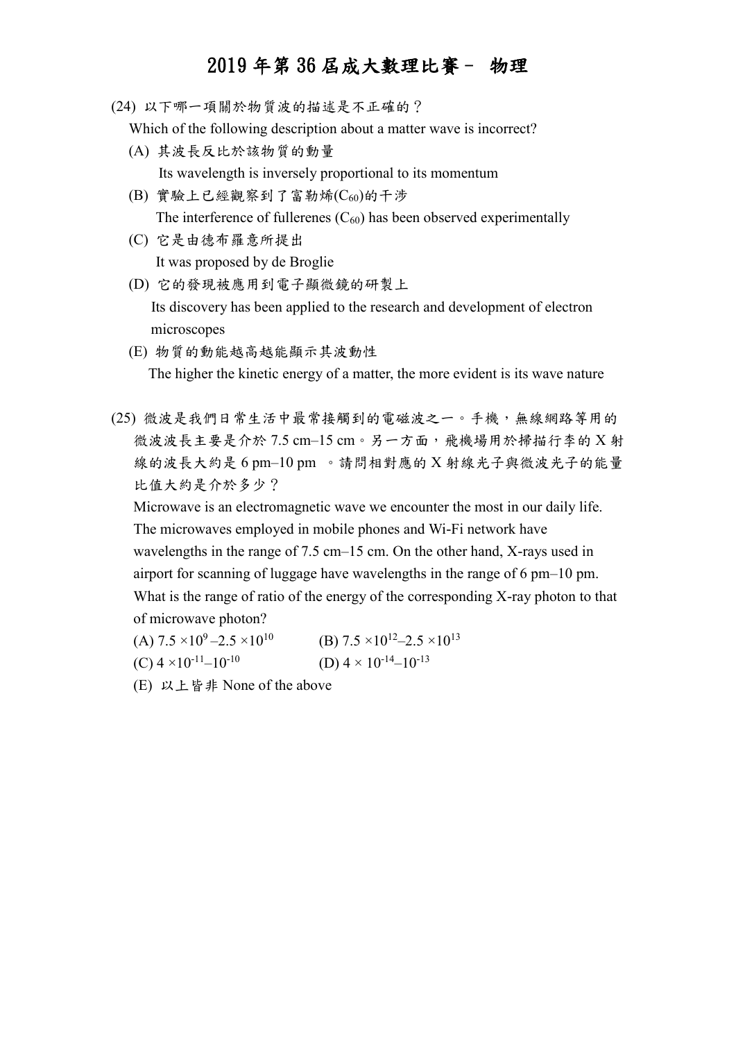# 2019 年第 36 屆成大數理比賽－ 物理

(24) 以下哪一項關於物質波的描述是不正確的？

Which of the following description about a matter wave is incorrect?

(A) 其波長反比於該物質的動量

Its wavelength is inversely proportional to its momentum

(B) 實驗上已經觀察到了富勒烯($C_{60}$)的干涉

The interference of fullerenes ($C_{60}$) has been observed experimentally

(C) 它是由德布羅意所提出

It was proposed by de Broglie

(D) 它的發現被應用到電子顯微鏡的研製上

Its discovery has been applied to the research and development of electron microscopes

(E) 物質的動能越高越能顯示其波動性

The higher the kinetic energy of a matter, the more evident is its wave nature

(25) 微波是我們日常生活中最常接觸到的電磁波之一。手機，無線網路等用的微波波長主要是介於 7.5 cm–15 cm。另一方面，飛機場用於掃描行李的 X 射線的波長大約是 6 pm–10 pm 。請問相對應的 X 射線光子與微波光子的能量比值大約是介於多少？

Microwave is an electromagnetic wave we encounter the most in our daily life. The microwaves employed in mobile phones and Wi-Fi network have wavelengths in the range of 7.5 cm–15 cm. On the other hand, X-rays used in airport for scanning of luggage have wavelengths in the range of 6 pm–10 pm. What is the range of ratio of the energy of the corresponding X-ray photon to that of microwave photon?

(A) $7.5 \times 10^{9}$–$2.5 \times 10^{10}$ (B) $7.5 \times 10^{12}$–$2.5 \times 10^{13}$

(C) $4 \times 10^{-11}$–$10^{-10}$ (D) $4 \times 10^{-14}$–$10^{-13}$

(E) 以上皆非 None of the above